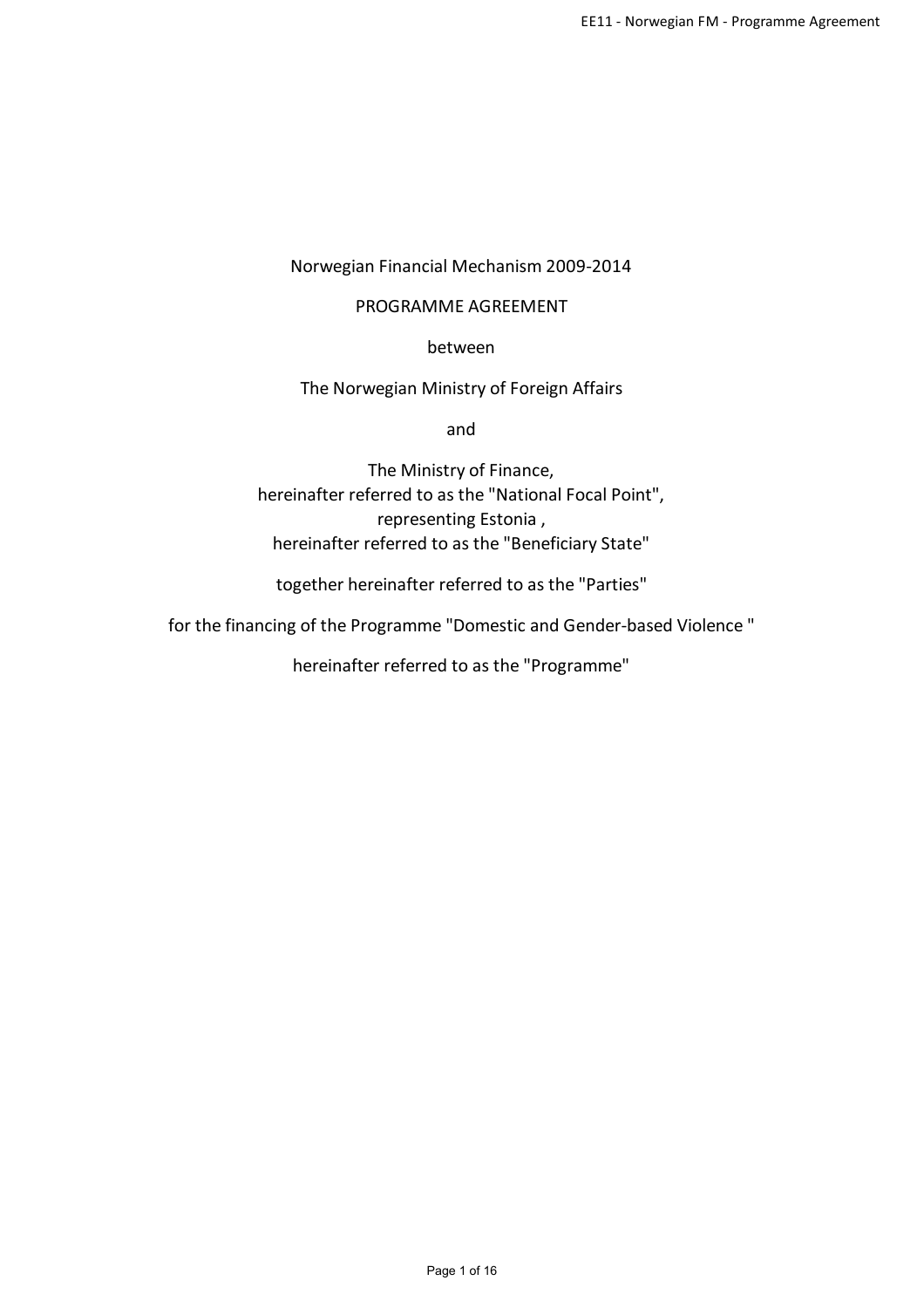Norwegian Financial Mechanism 2009-2014

PROGRAMME AGREEMENT

between

The Norwegian Ministry of Foreign Affairs

and

The Ministry of Finance,
hereinafter referred to as the "National Focal Point",
representing Estonia ,
hereinafter referred to as the "Beneficiary State"

together hereinafter referred to as the "Parties"

for the financing of the Programme "Domestic and Gender-based Violence "

hereinafter referred to as the "Programme"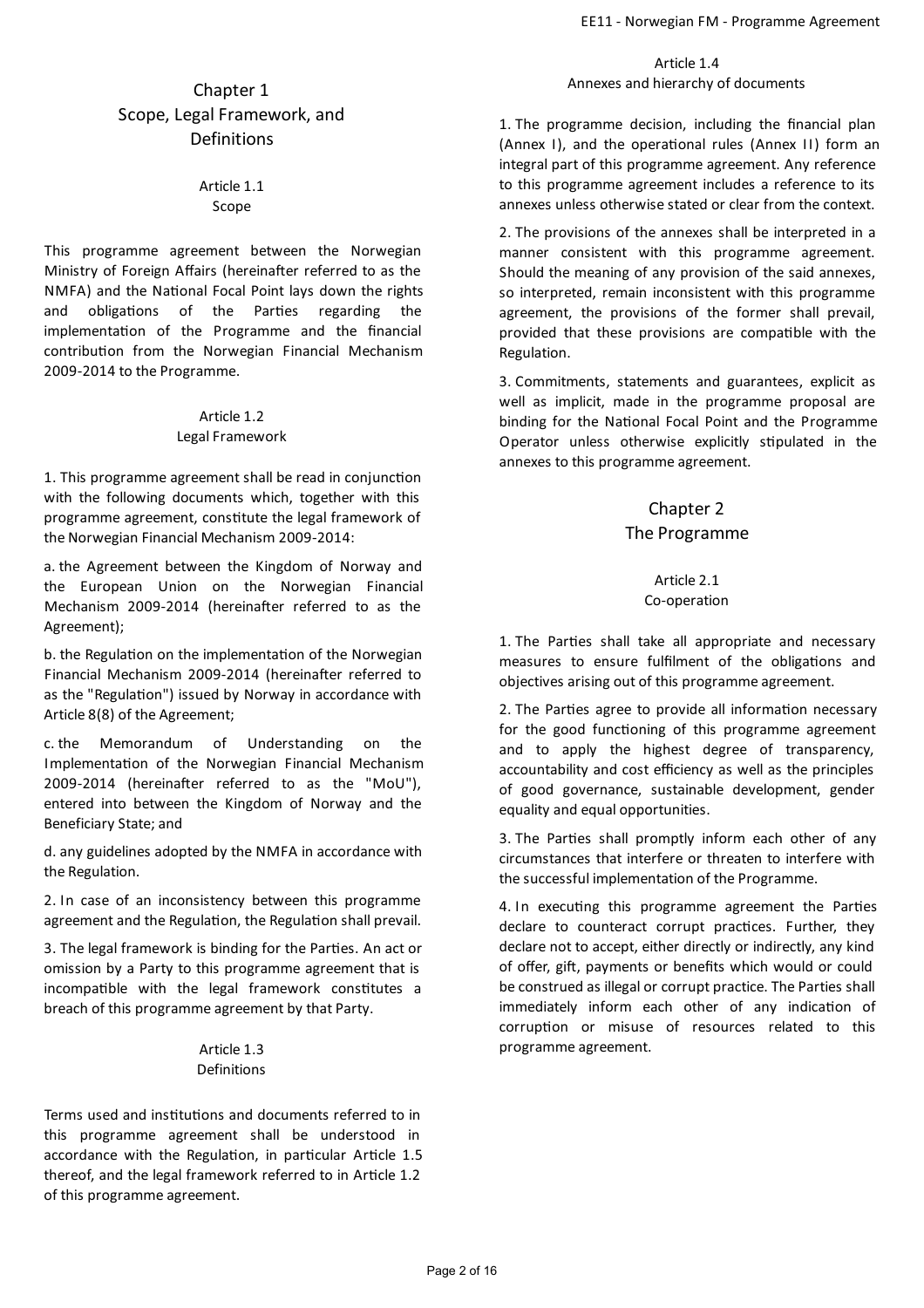# Chapter 1
# Scope, Legal Framework, and Definitions

### Article 1.1
### Scope

This programme agreement between the Norwegian Ministry of Foreign Affairs (hereinafter referred to as the NMFA) and the National Focal Point lays down the rights and obligations of the Parties regarding the implementation of the Programme and the financial contribution from the Norwegian Financial Mechanism 2009-2014 to the Programme.

### Article 1.2
### Legal Framework

1. This programme agreement shall be read in conjunction with the following documents which, together with this programme agreement, constitute the legal framework of the Norwegian Financial Mechanism 2009-2014:

a. the Agreement between the Kingdom of Norway and the European Union on the Norwegian Financial Mechanism 2009-2014 (hereinafter referred to as the Agreement);

b. the Regulation on the implementation of the Norwegian Financial Mechanism 2009-2014 (hereinafter referred to as the "Regulation") issued by Norway in accordance with Article 8(8) of the Agreement;

c. the Memorandum of Understanding on the Implementation of the Norwegian Financial Mechanism 2009-2014 (hereinafter referred to as the "MoU"), entered into between the Kingdom of Norway and the Beneficiary State; and

d. any guidelines adopted by the NMFA in accordance with the Regulation.

2. In case of an inconsistency between this programme agreement and the Regulation, the Regulation shall prevail.

3. The legal framework is binding for the Parties. An act or omission by a Party to this programme agreement that is incompatible with the legal framework constitutes a breach of this programme agreement by that Party.

### Article 1.3
### Definitions

Terms used and institutions and documents referred to in this programme agreement shall be understood in accordance with the Regulation, in particular Article 1.5 thereof, and the legal framework referred to in Article 1.2 of this programme agreement.

### Article 1.4
### Annexes and hierarchy of documents

1. The programme decision, including the financial plan (Annex I), and the operational rules (Annex II) form an integral part of this programme agreement. Any reference to this programme agreement includes a reference to its annexes unless otherwise stated or clear from the context.

2. The provisions of the annexes shall be interpreted in a manner consistent with this programme agreement. Should the meaning of any provision of the said annexes, so interpreted, remain inconsistent with this programme agreement, the provisions of the former shall prevail, provided that these provisions are compatible with the Regulation.

3. Commitments, statements and guarantees, explicit as well as implicit, made in the programme proposal are binding for the National Focal Point and the Programme Operator unless otherwise explicitly stipulated in the annexes to this programme agreement.

# Chapter 2
# The Programme

### Article 2.1
### Co-operation

1. The Parties shall take all appropriate and necessary measures to ensure fulfilment of the obligations and objectives arising out of this programme agreement.

2. The Parties agree to provide all information necessary for the good functioning of this programme agreement and to apply the highest degree of transparency, accountability and cost efficiency as well as the principles of good governance, sustainable development, gender equality and equal opportunities.

3. The Parties shall promptly inform each other of any circumstances that interfere or threaten to interfere with the successful implementation of the Programme.

4. In executing this programme agreement the Parties declare to counteract corrupt practices. Further, they declare not to accept, either directly or indirectly, any kind of offer, gift, payments or benefits which would or could be construed as illegal or corrupt practice. The Parties shall immediately inform each other of any indication of corruption or misuse of resources related to this programme agreement.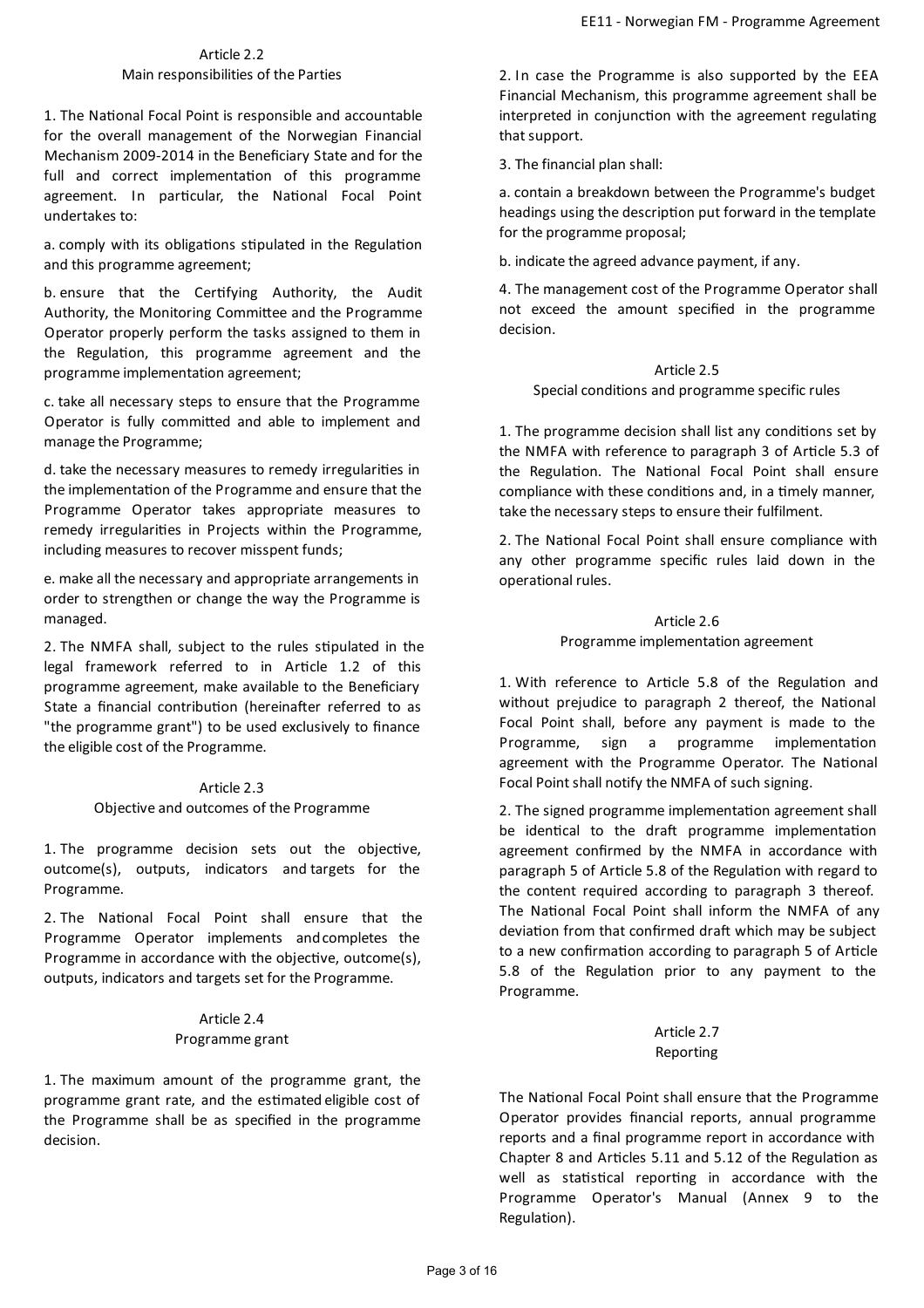## Article 2.2
## Main responsibilities of the Parties

1. The National Focal Point is responsible and accountable for the overall management of the Norwegian Financial Mechanism 2009-2014 in the Beneficiary State and for the full and correct implementation of this programme agreement. In particular, the National Focal Point undertakes to:

a. comply with its obligations stipulated in the Regulation and this programme agreement;

b. ensure that the Certifying Authority, the Audit Authority, the Monitoring Committee and the Programme Operator properly perform the tasks assigned to them in the Regulation, this programme agreement and the programme implementation agreement;

c. take all necessary steps to ensure that the Programme Operator is fully committed and able to implement and manage the Programme;

d. take the necessary measures to remedy irregularities in the implementation of the Programme and ensure that the Programme Operator takes appropriate measures to remedy irregularities in Projects within the Programme, including measures to recover misspent funds;

e. make all the necessary and appropriate arrangements in order to strengthen or change the way the Programme is managed.

2. The NMFA shall, subject to the rules stipulated in the legal framework referred to in Article 1.2 of this programme agreement, make available to the Beneficiary State a financial contribution (hereinafter referred to as "the programme grant") to be used exclusively to finance the eligible cost of the Programme.

## Article 2.3
## Objective and outcomes of the Programme

1. The programme decision sets out the objective, outcome(s), outputs, indicators and targets for the Programme.

2. The National Focal Point shall ensure that the Programme Operator implements and completes the Programme in accordance with the objective, outcome(s), outputs, indicators and targets set for the Programme.

## Article 2.4
## Programme grant

1. The maximum amount of the programme grant, the programme grant rate, and the estimated eligible cost of the Programme shall be as specified in the programme decision.

2. In case the Programme is also supported by the EEA Financial Mechanism, this programme agreement shall be interpreted in conjunction with the agreement regulating that support.

3. The financial plan shall:

a. contain a breakdown between the Programme's budget headings using the description put forward in the template for the programme proposal;

b. indicate the agreed advance payment, if any.

4. The management cost of the Programme Operator shall not exceed the amount specified in the programme decision.

## Article 2.5
## Special conditions and programme specific rules

1. The programme decision shall list any conditions set by the NMFA with reference to paragraph 3 of Article 5.3 of the Regulation. The National Focal Point shall ensure compliance with these conditions and, in a timely manner, take the necessary steps to ensure their fulfilment.

2. The National Focal Point shall ensure compliance with any other programme specific rules laid down in the operational rules.

## Article 2.6
## Programme implementation agreement

1. With reference to Article 5.8 of the Regulation and without prejudice to paragraph 2 thereof, the National Focal Point shall, before any payment is made to the Programme, sign a programme implementation agreement with the Programme Operator. The National Focal Point shall notify the NMFA of such signing.

2. The signed programme implementation agreement shall be identical to the draft programme implementation agreement confirmed by the NMFA in accordance with paragraph 5 of Article 5.8 of the Regulation with regard to the content required according to paragraph 3 thereof. The National Focal Point shall inform the NMFA of any deviation from that confirmed draft which may be subject to a new confirmation according to paragraph 5 of Article 5.8 of the Regulation prior to any payment to the Programme.

## Article 2.7
## Reporting

The National Focal Point shall ensure that the Programme Operator provides financial reports, annual programme reports and a final programme report in accordance with Chapter 8 and Articles 5.11 and 5.12 of the Regulation as well as statistical reporting in accordance with the Programme Operator's Manual (Annex 9 to the Regulation).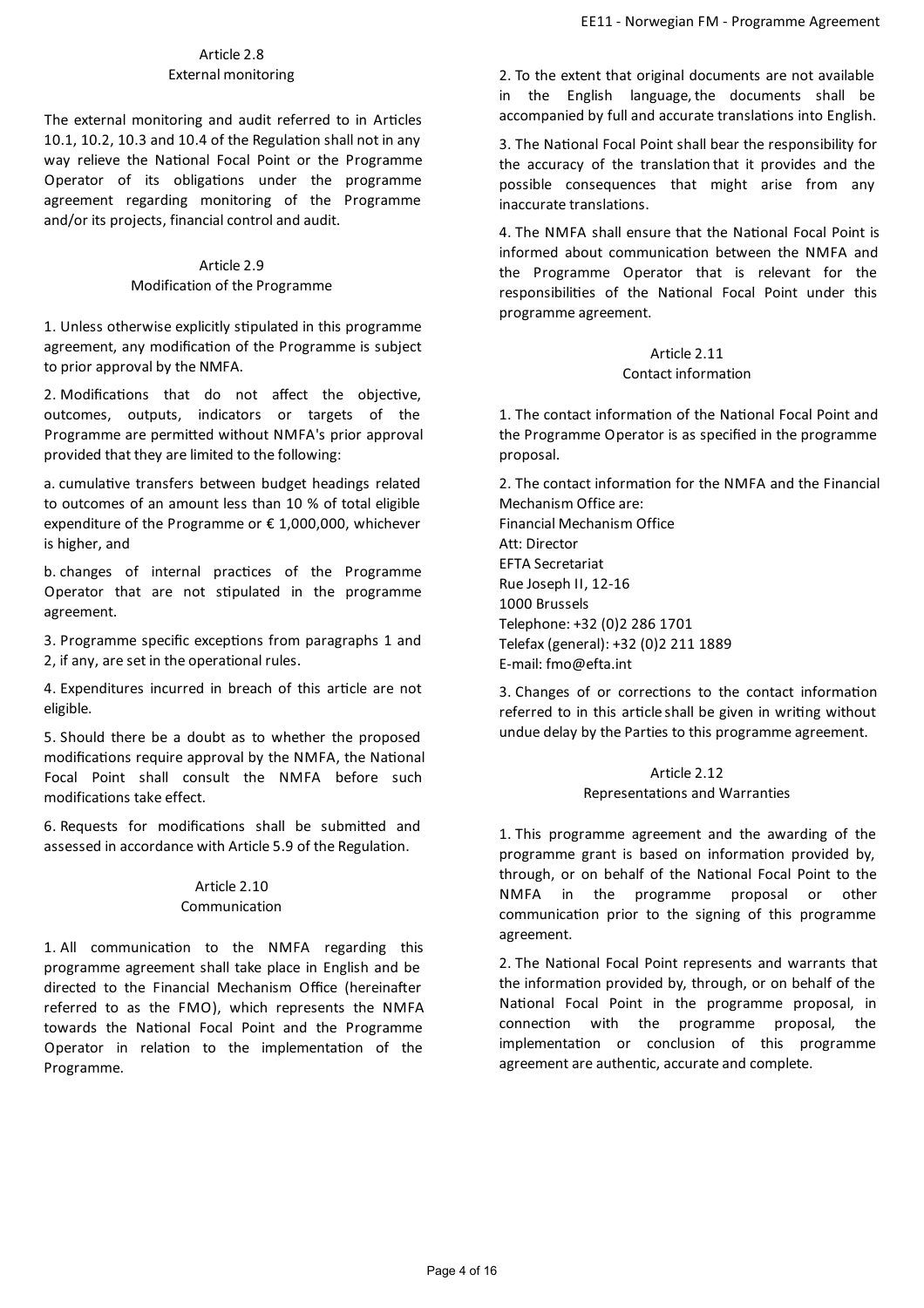## Article 2.8
## External monitoring

The external monitoring and audit referred to in Articles 10.1, 10.2, 10.3 and 10.4 of the Regulation shall not in any way relieve the National Focal Point or the Programme Operator of its obligations under the programme agreement regarding monitoring of the Programme and/or its projects, financial control and audit.

## Article 2.9
## Modification of the Programme

1. Unless otherwise explicitly stipulated in this programme agreement, any modification of the Programme is subject to prior approval by the NMFA.

2. Modifications that do not affect the objective, outcomes, outputs, indicators or targets of the Programme are permitted without NMFA's prior approval provided that they are limited to the following:

a. cumulative transfers between budget headings related to outcomes of an amount less than 10 % of total eligible expenditure of the Programme or € 1,000,000, whichever is higher, and

b. changes of internal practices of the Programme Operator that are not stipulated in the programme agreement.

3. Programme specific exceptions from paragraphs 1 and 2, if any, are set in the operational rules.

4. Expenditures incurred in breach of this article are not eligible.

5. Should there be a doubt as to whether the proposed modifications require approval by the NMFA, the National Focal Point shall consult the NMFA before such modifications take effect.

6. Requests for modifications shall be submitted and assessed in accordance with Article 5.9 of the Regulation.

## Article 2.10
## Communication

1. All communication to the NMFA regarding this programme agreement shall take place in English and be directed to the Financial Mechanism Office (hereinafter referred to as the FMO), which represents the NMFA towards the National Focal Point and the Programme Operator in relation to the implementation of the Programme.

2. To the extent that original documents are not available in the English language, the documents shall be accompanied by full and accurate translations into English.

3. The National Focal Point shall bear the responsibility for the accuracy of the translation that it provides and the possible consequences that might arise from any inaccurate translations.

4. The NMFA shall ensure that the National Focal Point is informed about communication between the NMFA and the Programme Operator that is relevant for the responsibilities of the National Focal Point under this programme agreement.

## Article 2.11
## Contact information

1. The contact information of the National Focal Point and the Programme Operator is as specified in the programme proposal.

2. The contact information for the NMFA and the Financial Mechanism Office are:
Financial Mechanism Office
Att: Director
EFTA Secretariat
Rue Joseph II, 12-16
1000 Brussels
Telephone: +32 (0)2 286 1701
Telefax (general): +32 (0)2 211 1889
E-mail: fmo@efta.int

3. Changes of or corrections to the contact information referred to in this article shall be given in writing without undue delay by the Parties to this programme agreement.

## Article 2.12
## Representations and Warranties

1. This programme agreement and the awarding of the programme grant is based on information provided by, through, or on behalf of the National Focal Point to the NMFA in the programme proposal or other communication prior to the signing of this programme agreement.

2. The National Focal Point represents and warrants that the information provided by, through, or on behalf of the National Focal Point in the programme proposal, in connection with the programme proposal, the implementation or conclusion of this programme agreement are authentic, accurate and complete.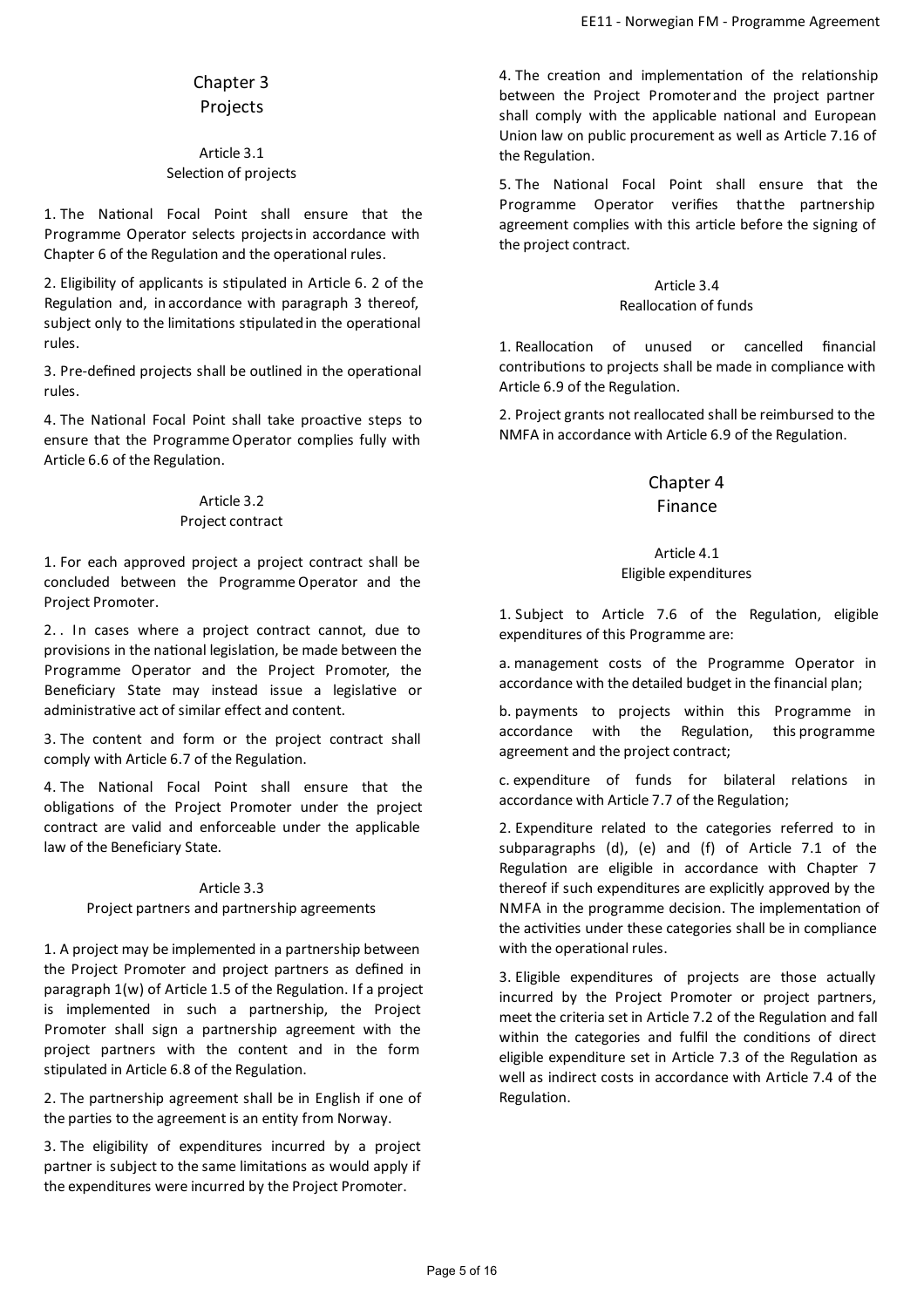## Chapter 3
## Projects

### Article 3.1
### Selection of projects

1. The National Focal Point shall ensure that the Programme Operator selects projects in accordance with Chapter 6 of the Regulation and the operational rules.

2. Eligibility of applicants is stipulated in Article 6. 2 of the Regulation and, in accordance with paragraph 3 thereof, subject only to the limitations stipulated in the operational rules.

3. Pre-defined projects shall be outlined in the operational rules.

4. The National Focal Point shall take proactive steps to ensure that the Programme Operator complies fully with Article 6.6 of the Regulation.

### Article 3.2
### Project contract

1. For each approved project a project contract shall be concluded between the Programme Operator and the Project Promoter.

2. . In cases where a project contract cannot, due to provisions in the national legislation, be made between the Programme Operator and the Project Promoter, the Beneficiary State may instead issue a legislative or administrative act of similar effect and content.

3. The content and form or the project contract shall comply with Article 6.7 of the Regulation.

4. The National Focal Point shall ensure that the obligations of the Project Promoter under the project contract are valid and enforceable under the applicable law of the Beneficiary State.

### Article 3.3
### Project partners and partnership agreements

1. A project may be implemented in a partnership between the Project Promoter and project partners as defined in paragraph 1(w) of Article 1.5 of the Regulation. If a project is implemented in such a partnership, the Project Promoter shall sign a partnership agreement with the project partners with the content and in the form stipulated in Article 6.8 of the Regulation.

2. The partnership agreement shall be in English if one of the parties to the agreement is an entity from Norway.

3. The eligibility of expenditures incurred by a project partner is subject to the same limitations as would apply if the expenditures were incurred by the Project Promoter.

4. The creation and implementation of the relationship between the Project Promoter and the project partner shall comply with the applicable national and European Union law on public procurement as well as Article 7.16 of the Regulation.

5. The National Focal Point shall ensure that the Programme Operator verifies that the partnership agreement complies with this article before the signing of the project contract.

### Article 3.4
### Reallocation of funds

1. Reallocation of unused or cancelled financial contributions to projects shall be made in compliance with Article 6.9 of the Regulation.

2. Project grants not reallocated shall be reimbursed to the NMFA in accordance with Article 6.9 of the Regulation.

## Chapter 4
## Finance

### Article 4.1
### Eligible expenditures

1. Subject to Article 7.6 of the Regulation, eligible expenditures of this Programme are:

a. management costs of the Programme Operator in accordance with the detailed budget in the financial plan;

b. payments to projects within this Programme in accordance with the Regulation, this programme agreement and the project contract;

c. expenditure of funds for bilateral relations in accordance with Article 7.7 of the Regulation;

2. Expenditure related to the categories referred to in subparagraphs (d), (e) and (f) of Article 7.1 of the Regulation are eligible in accordance with Chapter 7 thereof if such expenditures are explicitly approved by the NMFA in the programme decision. The implementation of the activities under these categories shall be in compliance with the operational rules.

3. Eligible expenditures of projects are those actually incurred by the Project Promoter or project partners, meet the criteria set in Article 7.2 of the Regulation and fall within the categories and fulfil the conditions of direct eligible expenditure set in Article 7.3 of the Regulation as well as indirect costs in accordance with Article 7.4 of the Regulation.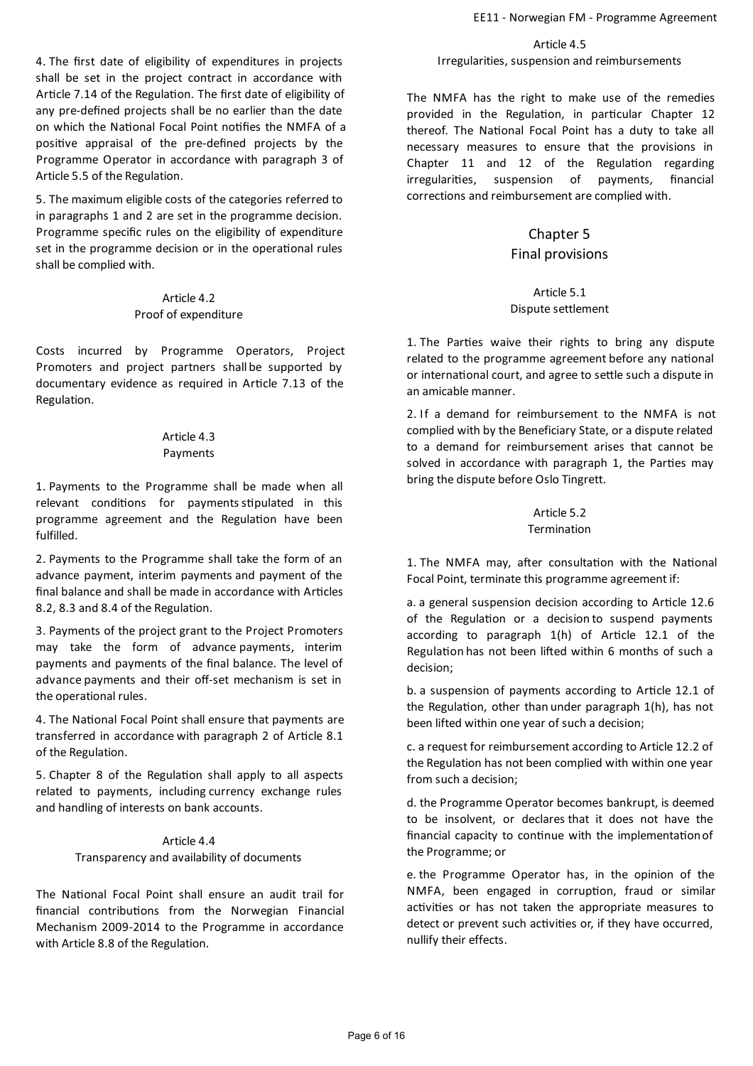4. The first date of eligibility of expenditures in projects shall be set in the project contract in accordance with Article 7.14 of the Regulation. The first date of eligibility of any pre-defined projects shall be no earlier than the date on which the National Focal Point notifies the NMFA of a positive appraisal of the pre-defined projects by the Programme Operator in accordance with paragraph 3 of Article 5.5 of the Regulation.

5. The maximum eligible costs of the categories referred to in paragraphs 1 and 2 are set in the programme decision. Programme specific rules on the eligibility of expenditure set in the programme decision or in the operational rules shall be complied with.

### Article 4.2
### Proof of expenditure

Costs incurred by Programme Operators, Project Promoters and project partners shall be supported by documentary evidence as required in Article 7.13 of the Regulation.

### Article 4.3
### Payments

1. Payments to the Programme shall be made when all relevant conditions for payments stipulated in this programme agreement and the Regulation have been fulfilled.

2. Payments to the Programme shall take the form of an advance payment, interim payments and payment of the final balance and shall be made in accordance with Articles 8.2, 8.3 and 8.4 of the Regulation.

3. Payments of the project grant to the Project Promoters may take the form of advance payments, interim payments and payments of the final balance. The level of advance payments and their off-set mechanism is set in the operational rules.

4. The National Focal Point shall ensure that payments are transferred in accordance with paragraph 2 of Article 8.1 of the Regulation.

5. Chapter 8 of the Regulation shall apply to all aspects related to payments, including currency exchange rules and handling of interests on bank accounts.

### Article 4.4
### Transparency and availability of documents

The National Focal Point shall ensure an audit trail for financial contributions from the Norwegian Financial Mechanism 2009-2014 to the Programme in accordance with Article 8.8 of the Regulation.

### Article 4.5
### Irregularities, suspension and reimbursements

The NMFA has the right to make use of the remedies provided in the Regulation, in particular Chapter 12 thereof. The National Focal Point has a duty to take all necessary measures to ensure that the provisions in Chapter 11 and 12 of the Regulation regarding irregularities, suspension of payments, financial corrections and reimbursement are complied with.

## Chapter 5
## Final provisions

### Article 5.1
### Dispute settlement

1. The Parties waive their rights to bring any dispute related to the programme agreement before any national or international court, and agree to settle such a dispute in an amicable manner.

2. If a demand for reimbursement to the NMFA is not complied with by the Beneficiary State, or a dispute related to a demand for reimbursement arises that cannot be solved in accordance with paragraph 1, the Parties may bring the dispute before Oslo Tingrett.

### Article 5.2
### Termination

1. The NMFA may, after consultation with the National Focal Point, terminate this programme agreement if:

a. a general suspension decision according to Article 12.6 of the Regulation or a decision to suspend payments according to paragraph 1(h) of Article 12.1 of the Regulation has not been lifted within 6 months of such a decision;

b. a suspension of payments according to Article 12.1 of the Regulation, other than under paragraph 1(h), has not been lifted within one year of such a decision;

c. a request for reimbursement according to Article 12.2 of the Regulation has not been complied with within one year from such a decision;

d. the Programme Operator becomes bankrupt, is deemed to be insolvent, or declares that it does not have the financial capacity to continue with the implementation of the Programme; or

e. the Programme Operator has, in the opinion of the NMFA, been engaged in corruption, fraud or similar activities or has not taken the appropriate measures to detect or prevent such activities or, if they have occurred, nullify their effects.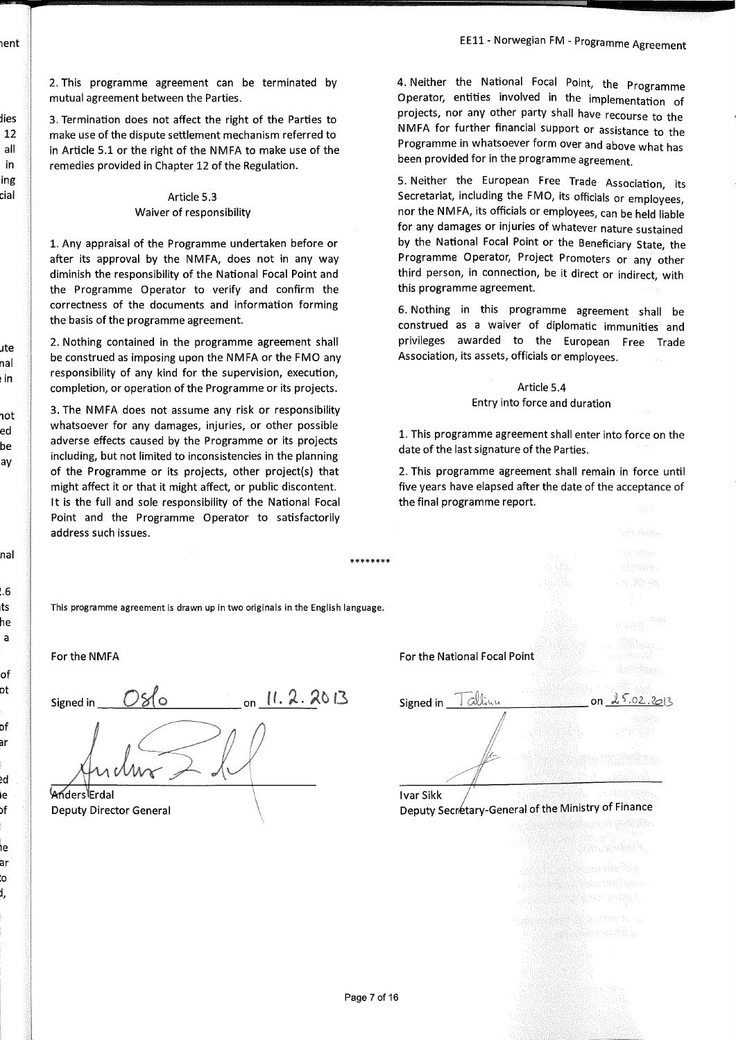2. This programme agreement can be terminated by mutual agreement between the Parties.

3. Termination does not affect the right of the Parties to make use of the dispute settlement mechanism referred to in Article 5.1 or the right of the NMFA to make use of the remedies provided in Chapter 12 of the Regulation.

### Article 5.3
### Waiver of responsibility

1. Any appraisal of the Programme undertaken before or after its approval by the NMFA, does not in any way diminish the responsibility of the National Focal Point and the Programme Operator to verify and confirm the correctness of the documents and information forming the basis of the programme agreement.

2. Nothing contained in the programme agreement shall be construed as imposing upon the NMFA or the FMO any responsibility of any kind for the supervision, execution, completion, or operation of the Programme or its projects.

3. The NMFA does not assume any risk or responsibility whatsoever for any damages, injuries, or other possible adverse effects caused by the Programme or its projects including, but not limited to inconsistencies in the planning of the Programme or its projects, other project(s) that might affect it or that it might affect, or public discontent. It is the full and sole responsibility of the National Focal Point and the Programme Operator to satisfactorily address such issues.

4. Neither the National Focal Point, the Programme Operator, entities involved in the implementation of projects, nor any other party shall have recourse to the NMFA for further financial support or assistance to the Programme in whatsoever form over and above what has been provided for in the programme agreement.

5. Neither the European Free Trade Association, its Secretariat, including the FMO, its officials or employees, nor the NMFA, its officials or employees, can be held liable for any damages or injuries of whatever nature sustained by the National Focal Point or the Beneficiary State, the Programme Operator, Project Promoters or any other third person, in connection, be it direct or indirect, with this programme agreement.

6. Nothing in this programme agreement shall be construed as a waiver of diplomatic immunities and privileges awarded to the European Free Trade Association, its assets, officials or employees.

### Article 5.4
### Entry into force and duration

1. This programme agreement shall enter into force on the date of the last signature of the Parties.

2. This programme agreement shall remain in force until five years have elapsed after the date of the acceptance of the final programme report.

********

This programme agreement is drawn up in two originals in the English language.

For the NMFA

Signed in Oslo on 11. 2. 2013

Anders Erdal
Deputy Director General

For the National Focal Point

Signed in Tallinn on 25.02.2013

Ivar Sikk
Deputy Secretary-General of the Ministry of Finance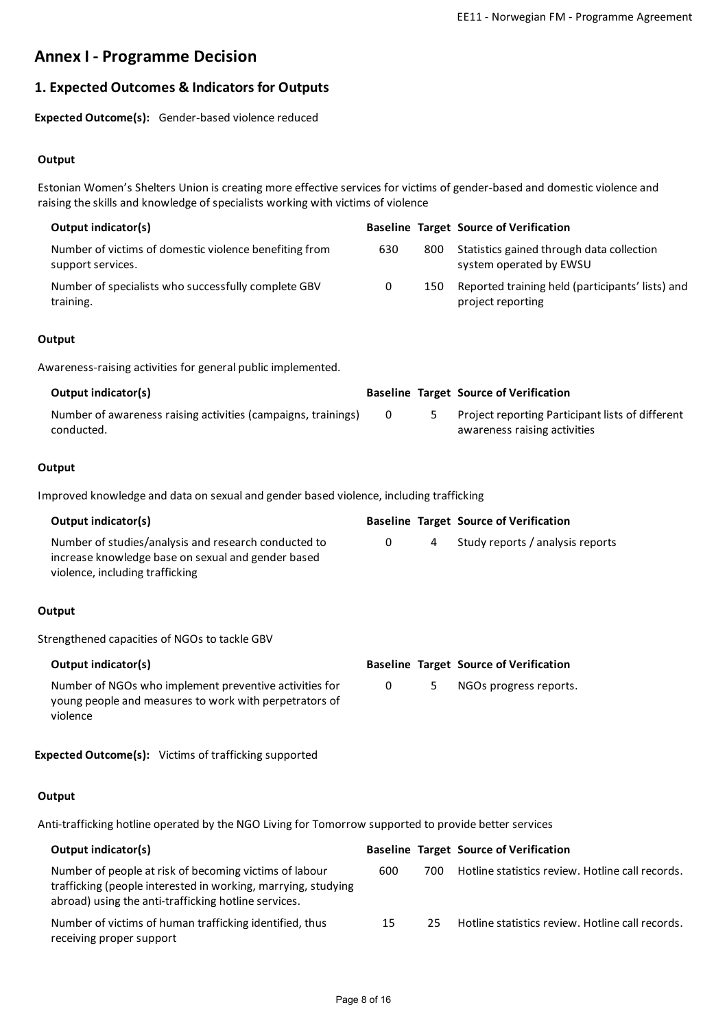## Annex I - Programme Decision

### 1. Expected Outcomes & Indicators for Outputs

**Expected Outcome(s):** Gender-based violence reduced

**Output**

Estonian Women's Shelters Union is creating more effective services for victims of gender-based and domestic violence and raising the skills and knowledge of specialists working with victims of violence

| Output indicator(s) | Baseline | Target | Source of Verification |
|---|---|---|---|
| Number of victims of domestic violence benefiting from support services. | 630 | 800 | Statistics gained through data collection system operated by EWSU |
| Number of specialists who successfully complete GBV training. | 0 | 150 | Reported training held (participants' lists) and project reporting |

**Output**

Awareness-raising activities for general public implemented.

| Output indicator(s) | Baseline | Target | Source of Verification |
|---|---|---|---|
| Number of awareness raising activities (campaigns, trainings) conducted. | 0 | 5 | Project reporting Participant lists of different awareness raising activities |

**Output**

Improved knowledge and data on sexual and gender based violence, including trafficking

| Output indicator(s) | Baseline | Target | Source of Verification |
|---|---|---|---|
| Number of studies/analysis and research conducted to increase knowledge base on sexual and gender based violence, including trafficking | 0 | 4 | Study reports / analysis reports |

**Output**

Strengthened capacities of NGOs to tackle GBV

| Output indicator(s) | Baseline | Target | Source of Verification |
|---|---|---|---|
| Number of NGOs who implement preventive activities for young people and measures to work with perpetrators of violence | 0 | 5 | NGOs progress reports. |

**Expected Outcome(s):** Victims of trafficking supported

**Output**

Anti-trafficking hotline operated by the NGO Living for Tomorrow supported to provide better services

| Output indicator(s) | Baseline | Target | Source of Verification |
|---|---|---|---|
| Number of people at risk of becoming victims of labour trafficking (people interested in working, marrying, studying abroad) using the anti-trafficking hotline services. | 600 | 700 | Hotline statistics review. Hotline call records. |
| Number of victims of human trafficking identified, thus receiving proper support | 15 | 25 | Hotline statistics review. Hotline call records. |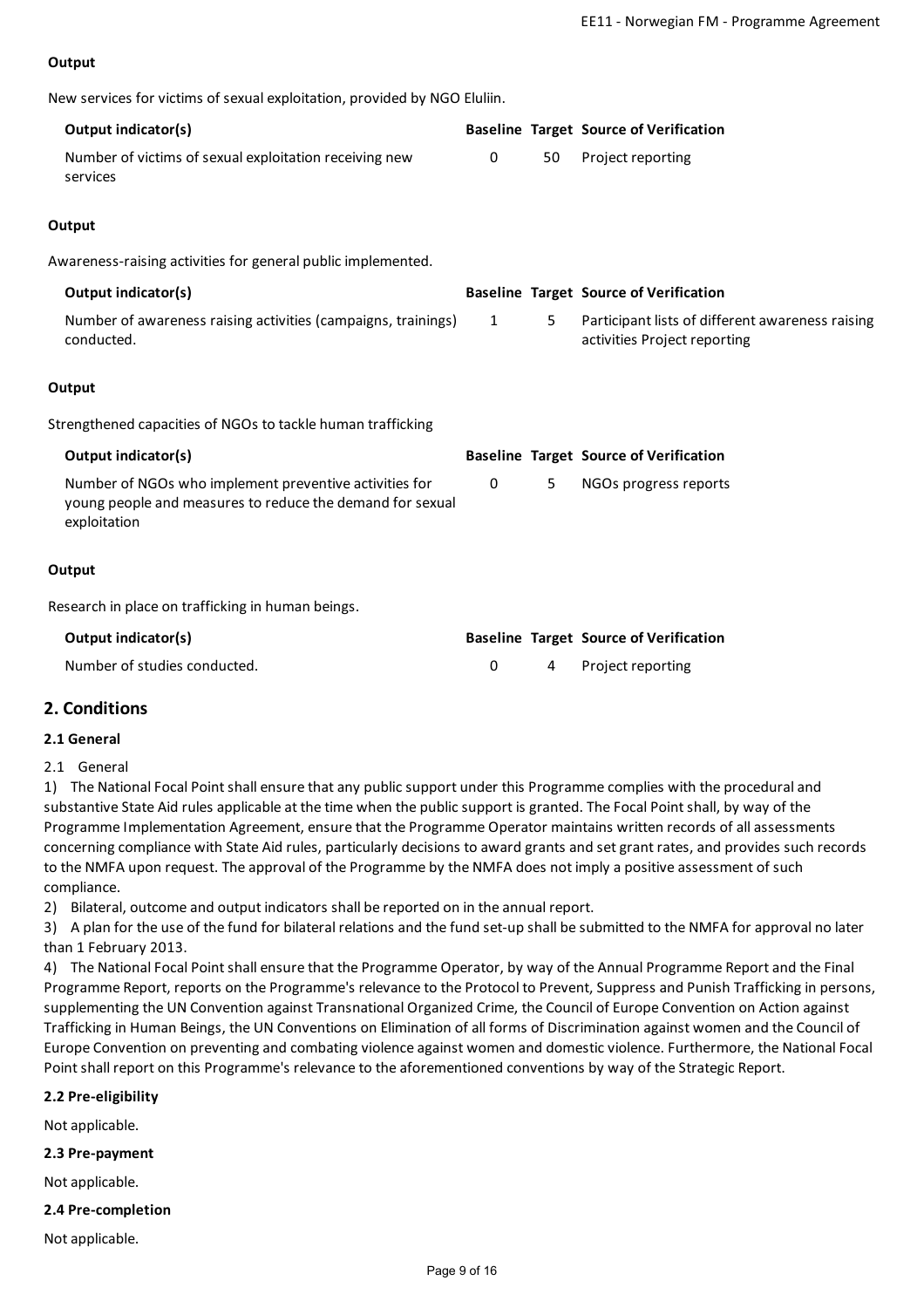**Output**

New services for victims of sexual exploitation, provided by NGO Eluliin.

| Output indicator(s) | Baseline | Target | Source of Verification |
|---|---|---|---|
| Number of victims of sexual exploitation receiving new services | 0 | 50 | Project reporting |

**Output**

Awareness-raising activities for general public implemented.

| Output indicator(s) | Baseline | Target | Source of Verification |
|---|---|---|---|
| Number of awareness raising activities (campaigns, trainings) conducted. | 1 | 5 | Participant lists of different awareness raising activities Project reporting |

**Output**

Strengthened capacities of NGOs to tackle human trafficking

| Output indicator(s) | Baseline | Target | Source of Verification |
|---|---|---|---|
| Number of NGOs who implement preventive activities for young people and measures to reduce the demand for sexual exploitation | 0 | 5 | NGOs progress reports |

**Output**

Research in place on trafficking in human beings.

| Output indicator(s) | Baseline | Target | Source of Verification |
|---|---|---|---|
| Number of studies conducted. | 0 | 4 | Project reporting |

## 2. Conditions

### 2.1 General

2.1 General

1) The National Focal Point shall ensure that any public support under this Programme complies with the procedural and substantive State Aid rules applicable at the time when the public support is granted. The Focal Point shall, by way of the Programme Implementation Agreement, ensure that the Programme Operator maintains written records of all assessments concerning compliance with State Aid rules, particularly decisions to award grants and set grant rates, and provides such records to the NMFA upon request. The approval of the Programme by the NMFA does not imply a positive assessment of such compliance.

2) Bilateral, outcome and output indicators shall be reported on in the annual report.

3) A plan for the use of the fund for bilateral relations and the fund set-up shall be submitted to the NMFA for approval no later than 1 February 2013.

4) The National Focal Point shall ensure that the Programme Operator, by way of the Annual Programme Report and the Final Programme Report, reports on the Programme's relevance to the Protocol to Prevent, Suppress and Punish Trafficking in persons, supplementing the UN Convention against Transnational Organized Crime, the Council of Europe Convention on Action against Trafficking in Human Beings, the UN Conventions on Elimination of all forms of Discrimination against women and the Council of Europe Convention on preventing and combating violence against women and domestic violence. Furthermore, the National Focal Point shall report on this Programme's relevance to the aforementioned conventions by way of the Strategic Report.

### 2.2 Pre-eligibility

Not applicable.

### 2.3 Pre-payment

Not applicable.

### 2.4 Pre-completion

Not applicable.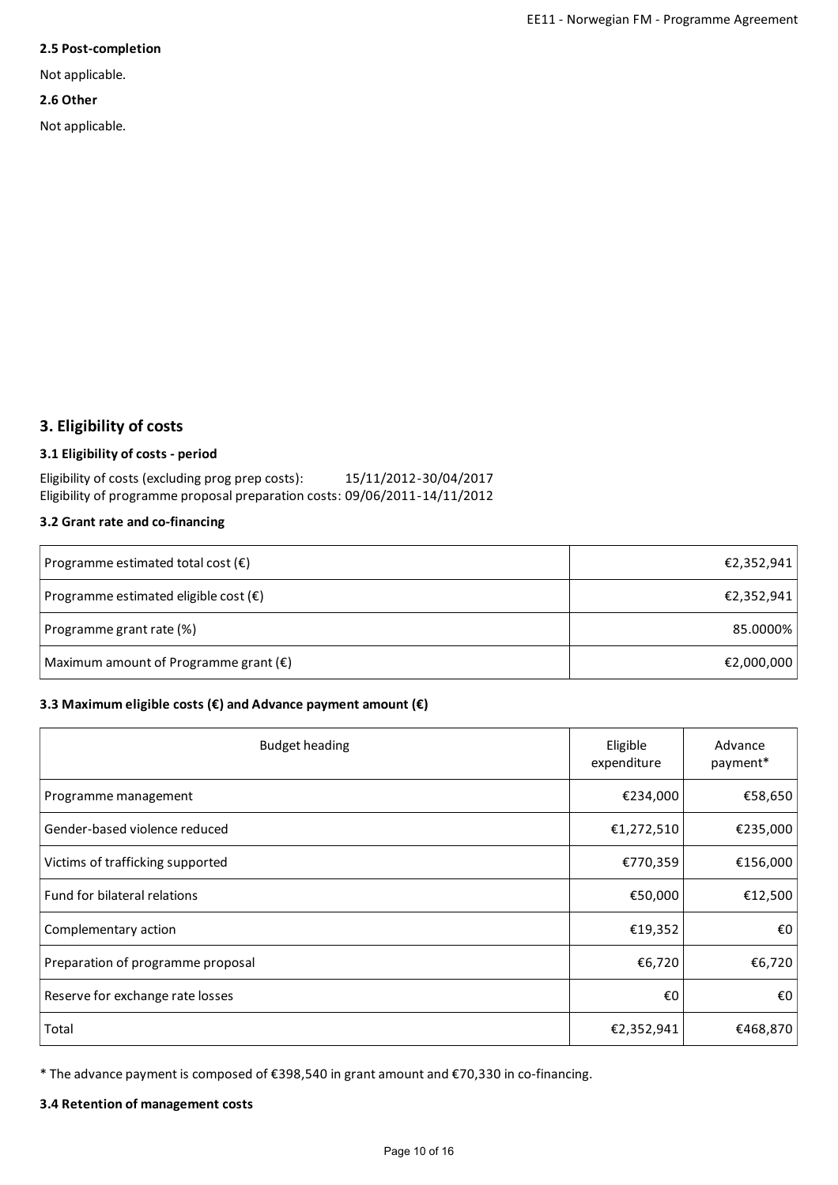**2.5 Post-completion**

Not applicable.

**2.6 Other**

Not applicable.

## 3. Eligibility of costs

### 3.1 Eligibility of costs - period

Eligibility of costs (excluding prog prep costs): 15/11/2012-30/04/2017
Eligibility of programme proposal preparation costs: 09/06/2011-14/11/2012

### 3.2 Grant rate and co-financing

| | |
|---|---|
| Programme estimated total cost (€) | €2,352,941 |
| Programme estimated eligible cost (€) | €2,352,941 |
| Programme grant rate (%) | 85.0000% |
| Maximum amount of Programme grant (€) | €2,000,000 |

### 3.3 Maximum eligible costs (€) and Advance payment amount (€)

| Budget heading | Eligible expenditure | Advance payment* |
|---|---|---|
| Programme management | €234,000 | €58,650 |
| Gender-based violence reduced | €1,272,510 | €235,000 |
| Victims of trafficking supported | €770,359 | €156,000 |
| Fund for bilateral relations | €50,000 | €12,500 |
| Complementary action | €19,352 | €0 |
| Preparation of programme proposal | €6,720 | €6,720 |
| Reserve for exchange rate losses | €0 | €0 |
| Total | €2,352,941 | €468,870 |

* The advance payment is composed of €398,540 in grant amount and €70,330 in co-financing.

### 3.4 Retention of management costs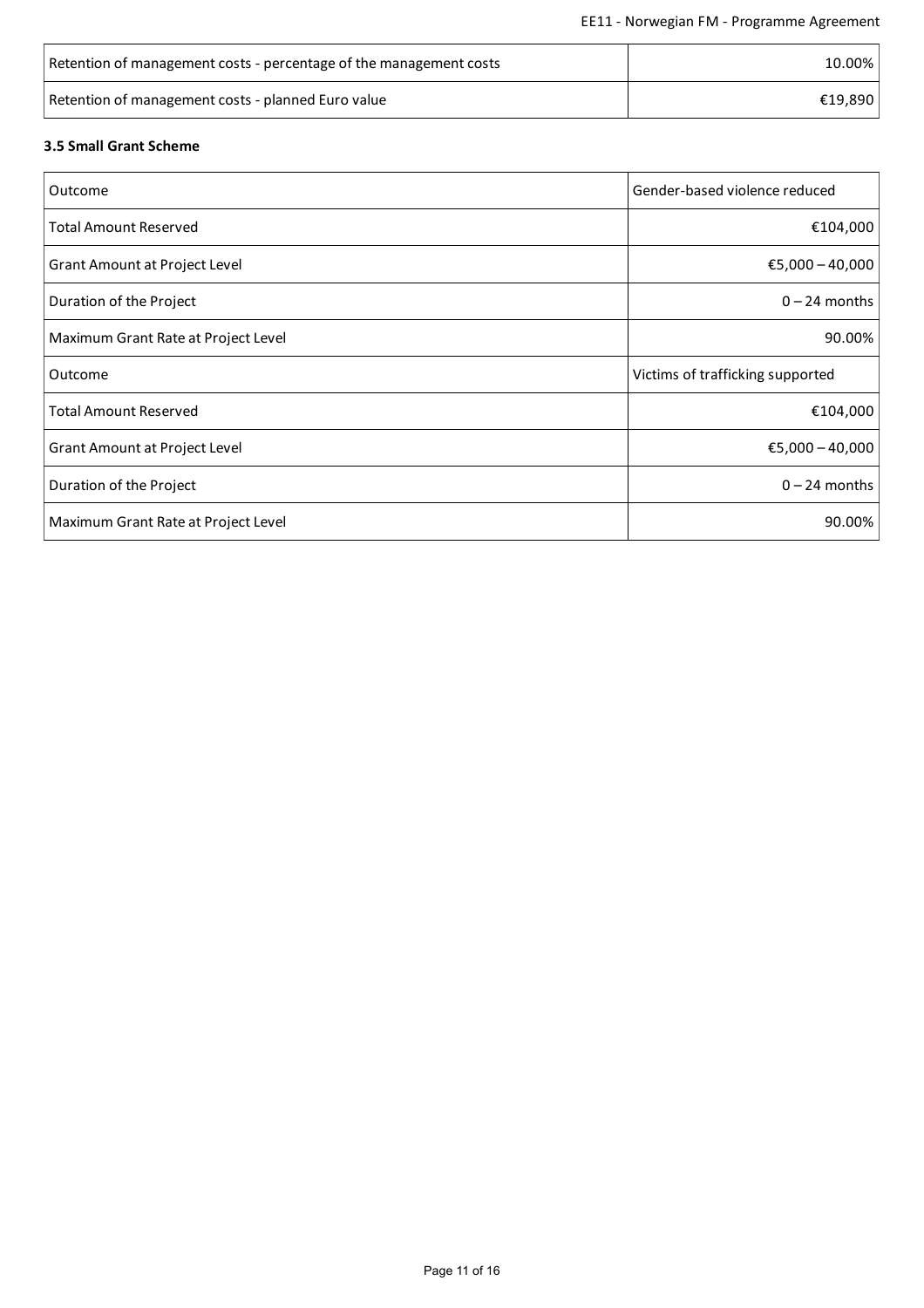| | |
|---|---|
| Retention of management costs - percentage of the management costs | 10.00% |
| Retention of management costs - planned Euro value | €19,890 |

### 3.5 Small Grant Scheme

| | |
|---|---|
| Outcome | Gender-based violence reduced |
| Total Amount Reserved | €104,000 |
| Grant Amount at Project Level | €5,000 – 40,000 |
| Duration of the Project | 0 – 24 months |
| Maximum Grant Rate at Project Level | 90.00% |
| Outcome | Victims of trafficking supported |
| Total Amount Reserved | €104,000 |
| Grant Amount at Project Level | €5,000 – 40,000 |
| Duration of the Project | 0 – 24 months |
| Maximum Grant Rate at Project Level | 90.00% |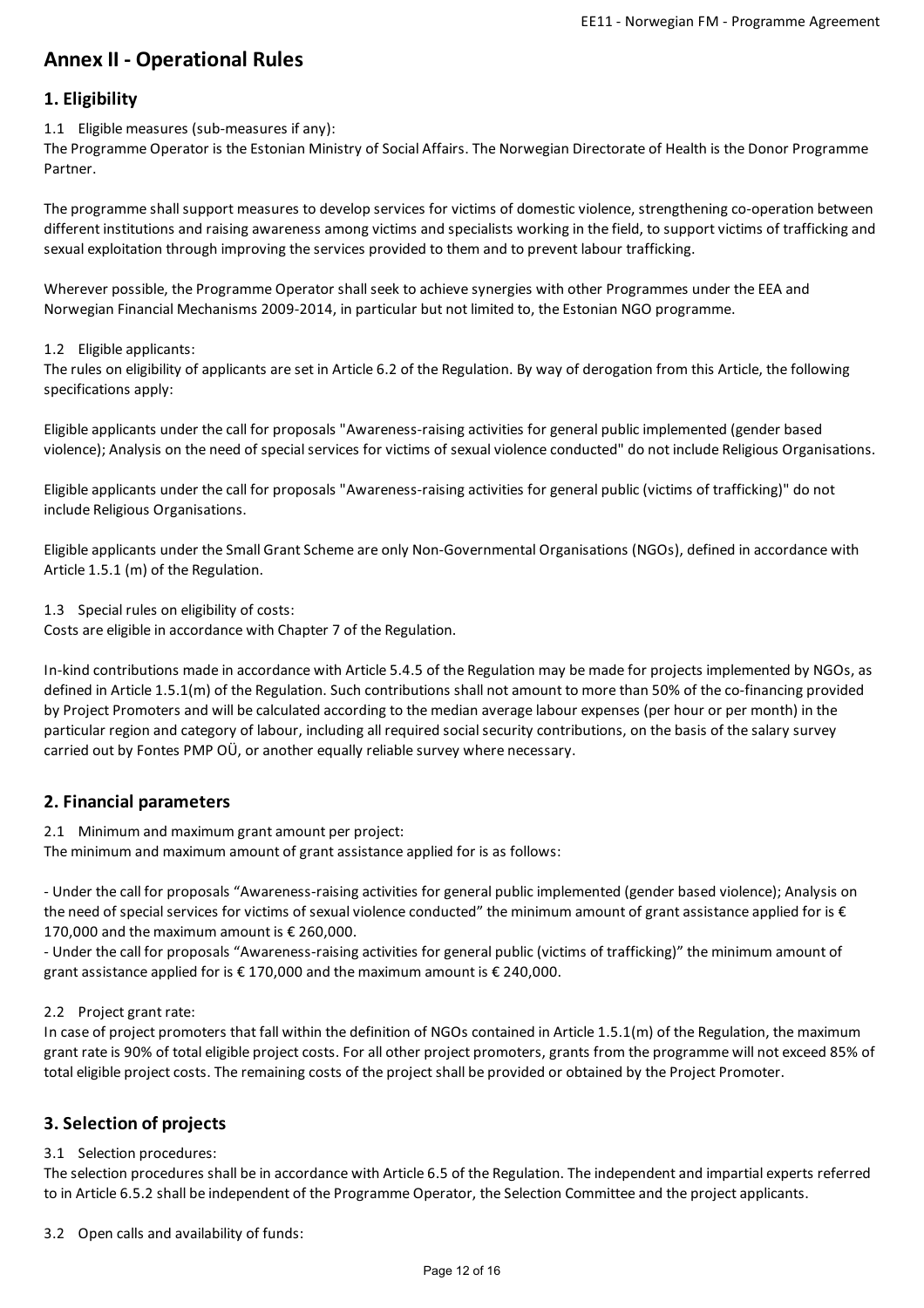## Annex II - Operational Rules

### 1. Eligibility

1.1 Eligible measures (sub-measures if any):

The Programme Operator is the Estonian Ministry of Social Affairs. The Norwegian Directorate of Health is the Donor Programme Partner.

The programme shall support measures to develop services for victims of domestic violence, strengthening co-operation between different institutions and raising awareness among victims and specialists working in the field, to support victims of trafficking and sexual exploitation through improving the services provided to them and to prevent labour trafficking.

Wherever possible, the Programme Operator shall seek to achieve synergies with other Programmes under the EEA and Norwegian Financial Mechanisms 2009-2014, in particular but not limited to, the Estonian NGO programme.

1.2 Eligible applicants:

The rules on eligibility of applicants are set in Article 6.2 of the Regulation. By way of derogation from this Article, the following specifications apply:

Eligible applicants under the call for proposals "Awareness-raising activities for general public implemented (gender based violence); Analysis on the need of special services for victims of sexual violence conducted" do not include Religious Organisations.

Eligible applicants under the call for proposals "Awareness-raising activities for general public (victims of trafficking)" do not include Religious Organisations.

Eligible applicants under the Small Grant Scheme are only Non-Governmental Organisations (NGOs), defined in accordance with Article 1.5.1 (m) of the Regulation.

1.3 Special rules on eligibility of costs:

Costs are eligible in accordance with Chapter 7 of the Regulation.

In-kind contributions made in accordance with Article 5.4.5 of the Regulation may be made for projects implemented by NGOs, as defined in Article 1.5.1(m) of the Regulation. Such contributions shall not amount to more than 50% of the co-financing provided by Project Promoters and will be calculated according to the median average labour expenses (per hour or per month) in the particular region and category of labour, including all required social security contributions, on the basis of the salary survey carried out by Fontes PMP OÜ, or another equally reliable survey where necessary.

### 2. Financial parameters

2.1 Minimum and maximum grant amount per project:

The minimum and maximum amount of grant assistance applied for is as follows:

- Under the call for proposals "Awareness-raising activities for general public implemented (gender based violence); Analysis on the need of special services for victims of sexual violence conducted" the minimum amount of grant assistance applied for is € 170,000 and the maximum amount is € 260,000.
- Under the call for proposals "Awareness-raising activities for general public (victims of trafficking)" the minimum amount of grant assistance applied for is € 170,000 and the maximum amount is € 240,000.

2.2 Project grant rate:

In case of project promoters that fall within the definition of NGOs contained in Article 1.5.1(m) of the Regulation, the maximum grant rate is 90% of total eligible project costs. For all other project promoters, grants from the programme will not exceed 85% of total eligible project costs. The remaining costs of the project shall be provided or obtained by the Project Promoter.

### 3. Selection of projects

3.1 Selection procedures:

The selection procedures shall be in accordance with Article 6.5 of the Regulation. The independent and impartial experts referred to in Article 6.5.2 shall be independent of the Programme Operator, the Selection Committee and the project applicants.

3.2 Open calls and availability of funds: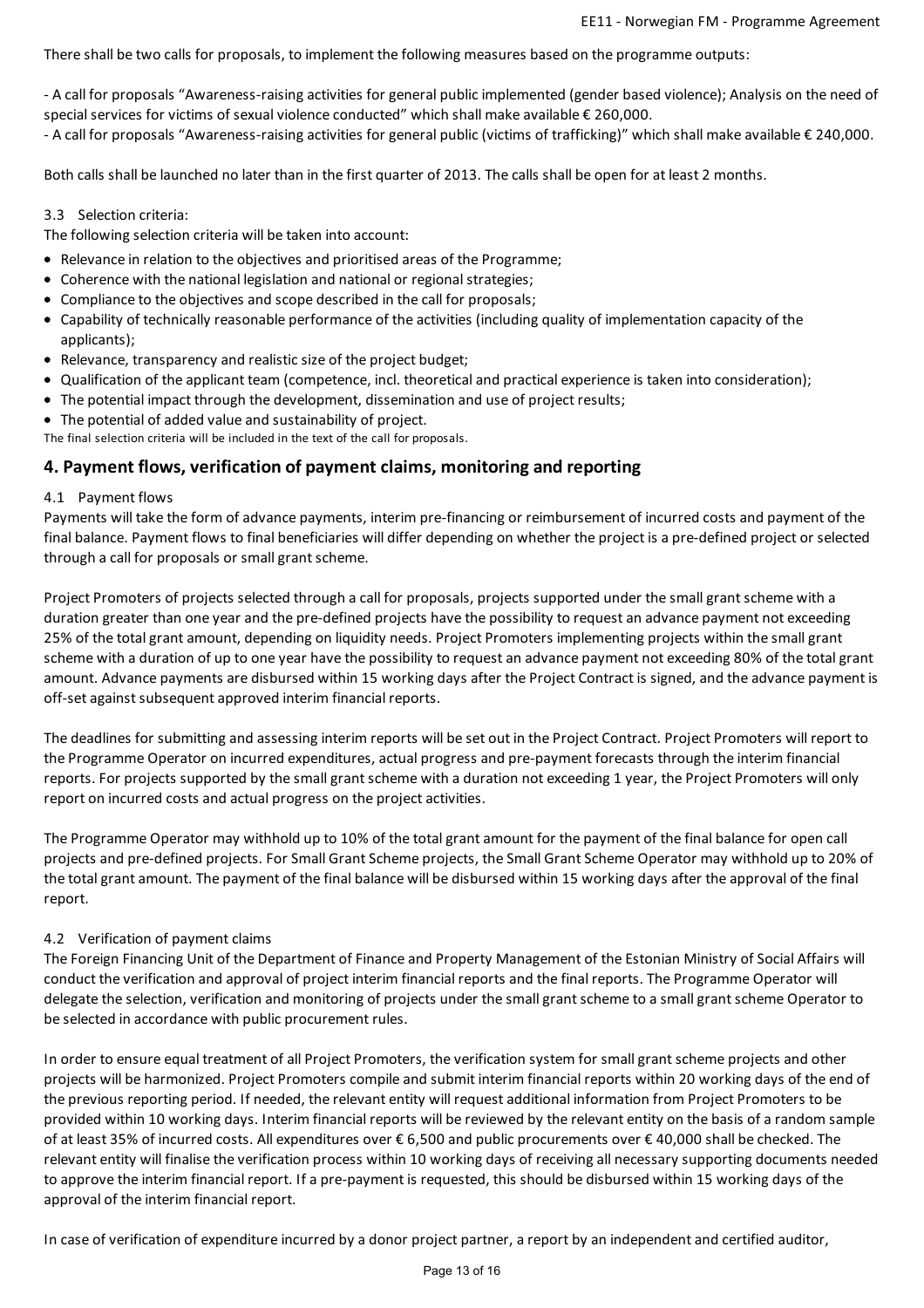There shall be two calls for proposals, to implement the following measures based on the programme outputs:

- A call for proposals “Awareness-raising activities for general public implemented (gender based violence); Analysis on the need of special services for victims of sexual violence conducted” which shall make available € 260,000.
- A call for proposals “Awareness-raising activities for general public (victims of trafficking)” which shall make available € 240,000.

Both calls shall be launched no later than in the first quarter of 2013. The calls shall be open for at least 2 months.

3.3 Selection criteria:

The following selection criteria will be taken into account:

- Relevance in relation to the objectives and prioritised areas of the Programme;
- Coherence with the national legislation and national or regional strategies;
- Compliance to the objectives and scope described in the call for proposals;
- Capability of technically reasonable performance of the activities (including quality of implementation capacity of the applicants);
- Relevance, transparency and realistic size of the project budget;
- Qualification of the applicant team (competence, incl. theoretical and practical experience is taken into consideration);
- The potential impact through the development, dissemination and use of project results;
- The potential of added value and sustainability of project.

The final selection criteria will be included in the text of the call for proposals.

## 4. Payment flows, verification of payment claims, monitoring and reporting

4.1 Payment flows

Payments will take the form of advance payments, interim pre-financing or reimbursement of incurred costs and payment of the final balance. Payment flows to final beneficiaries will differ depending on whether the project is a pre-defined project or selected through a call for proposals or small grant scheme.

Project Promoters of projects selected through a call for proposals, projects supported under the small grant scheme with a duration greater than one year and the pre-defined projects have the possibility to request an advance payment not exceeding 25% of the total grant amount, depending on liquidity needs. Project Promoters implementing projects within the small grant scheme with a duration of up to one year have the possibility to request an advance payment not exceeding 80% of the total grant amount. Advance payments are disbursed within 15 working days after the Project Contract is signed, and the advance payment is off-set against subsequent approved interim financial reports.

The deadlines for submitting and assessing interim reports will be set out in the Project Contract. Project Promoters will report to the Programme Operator on incurred expenditures, actual progress and pre-payment forecasts through the interim financial reports. For projects supported by the small grant scheme with a duration not exceeding 1 year, the Project Promoters will only report on incurred costs and actual progress on the project activities.

The Programme Operator may withhold up to 10% of the total grant amount for the payment of the final balance for open call projects and pre-defined projects. For Small Grant Scheme projects, the Small Grant Scheme Operator may withhold up to 20% of the total grant amount. The payment of the final balance will be disbursed within 15 working days after the approval of the final report.

4.2 Verification of payment claims

The Foreign Financing Unit of the Department of Finance and Property Management of the Estonian Ministry of Social Affairs will conduct the verification and approval of project interim financial reports and the final reports. The Programme Operator will delegate the selection, verification and monitoring of projects under the small grant scheme to a small grant scheme Operator to be selected in accordance with public procurement rules.

In order to ensure equal treatment of all Project Promoters, the verification system for small grant scheme projects and other projects will be harmonized. Project Promoters compile and submit interim financial reports within 20 working days of the end of the previous reporting period. If needed, the relevant entity will request additional information from Project Promoters to be provided within 10 working days. Interim financial reports will be reviewed by the relevant entity on the basis of a random sample of at least 35% of incurred costs. All expenditures over € 6,500 and public procurements over € 40,000 shall be checked. The relevant entity will finalise the verification process within 10 working days of receiving all necessary supporting documents needed to approve the interim financial report. If a pre-payment is requested, this should be disbursed within 15 working days of the approval of the interim financial report.

In case of verification of expenditure incurred by a donor project partner, a report by an independent and certified auditor,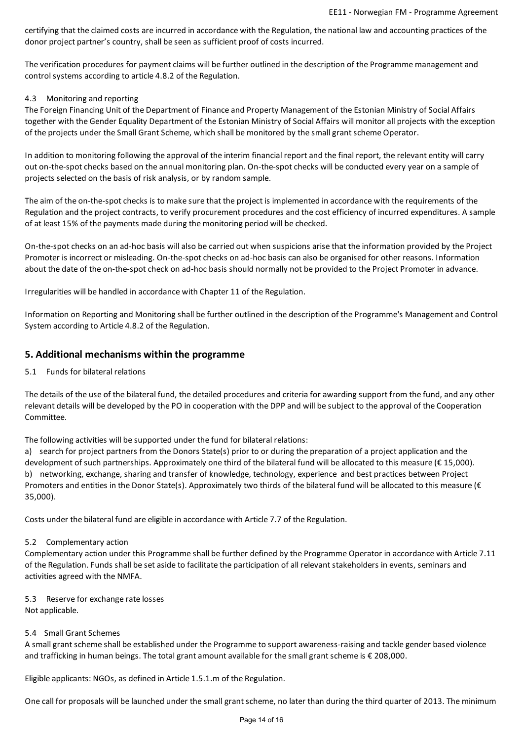certifying that the claimed costs are incurred in accordance with the Regulation, the national law and accounting practices of the donor project partner's country, shall be seen as sufficient proof of costs incurred.

The verification procedures for payment claims will be further outlined in the description of the Programme management and control systems according to article 4.8.2 of the Regulation.

### 4.3 Monitoring and reporting

The Foreign Financing Unit of the Department of Finance and Property Management of the Estonian Ministry of Social Affairs together with the Gender Equality Department of the Estonian Ministry of Social Affairs will monitor all projects with the exception of the projects under the Small Grant Scheme, which shall be monitored by the small grant scheme Operator.

In addition to monitoring following the approval of the interim financial report and the final report, the relevant entity will carry out on-the-spot checks based on the annual monitoring plan. On-the-spot checks will be conducted every year on a sample of projects selected on the basis of risk analysis, or by random sample.

The aim of the on-the-spot checks is to make sure that the project is implemented in accordance with the requirements of the Regulation and the project contracts, to verify procurement procedures and the cost efficiency of incurred expenditures. A sample of at least 15% of the payments made during the monitoring period will be checked.

On-the-spot checks on an ad-hoc basis will also be carried out when suspicions arise that the information provided by the Project Promoter is incorrect or misleading. On-the-spot checks on ad-hoc basis can also be organised for other reasons. Information about the date of the on-the-spot check on ad-hoc basis should normally not be provided to the Project Promoter in advance.

Irregularities will be handled in accordance with Chapter 11 of the Regulation.

Information on Reporting and Monitoring shall be further outlined in the description of the Programme's Management and Control System according to Article 4.8.2 of the Regulation.

## 5. Additional mechanisms within the programme

### 5.1 Funds for bilateral relations

The details of the use of the bilateral fund, the detailed procedures and criteria for awarding support from the fund, and any other relevant details will be developed by the PO in cooperation with the DPP and will be subject to the approval of the Cooperation Committee.

The following activities will be supported under the fund for bilateral relations:

a) search for project partners from the Donors State(s) prior to or during the preparation of a project application and the development of such partnerships. Approximately one third of the bilateral fund will be allocated to this measure (€ 15,000).

b) networking, exchange, sharing and transfer of knowledge, technology, experience and best practices between Project Promoters and entities in the Donor State(s). Approximately two thirds of the bilateral fund will be allocated to this measure (€ 35,000).

Costs under the bilateral fund are eligible in accordance with Article 7.7 of the Regulation.

### 5.2 Complementary action

Complementary action under this Programme shall be further defined by the Programme Operator in accordance with Article 7.11 of the Regulation. Funds shall be set aside to facilitate the participation of all relevant stakeholders in events, seminars and activities agreed with the NMFA.

### 5.3 Reserve for exchange rate losses

Not applicable.

### 5.4 Small Grant Schemes

A small grant scheme shall be established under the Programme to support awareness-raising and tackle gender based violence and trafficking in human beings. The total grant amount available for the small grant scheme is € 208,000.

Eligible applicants: NGOs, as defined in Article 1.5.1.m of the Regulation.

One call for proposals will be launched under the small grant scheme, no later than during the third quarter of 2013. The minimum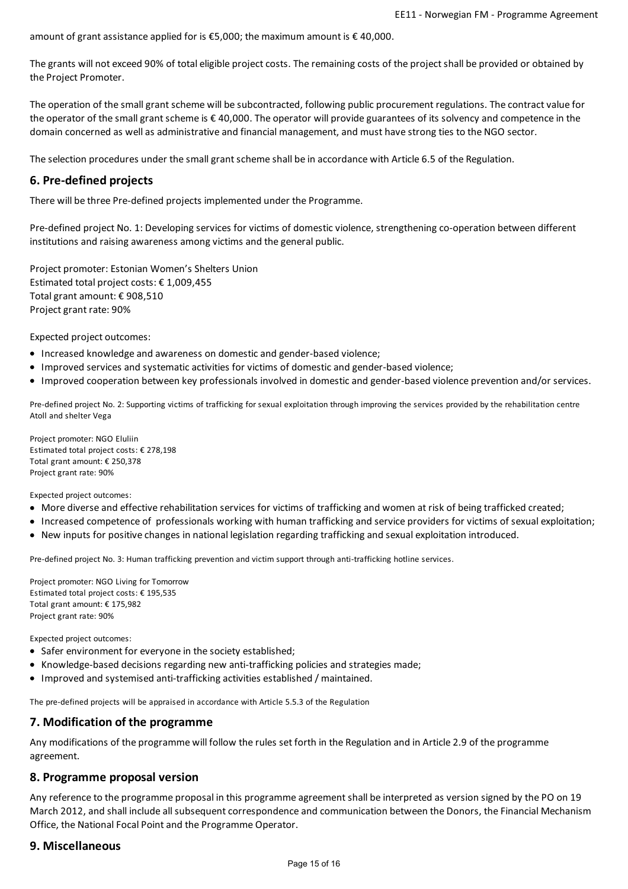amount of grant assistance applied for is €5,000; the maximum amount is € 40,000.

The grants will not exceed 90% of total eligible project costs. The remaining costs of the project shall be provided or obtained by the Project Promoter.

The operation of the small grant scheme will be subcontracted, following public procurement regulations. The contract value for the operator of the small grant scheme is € 40,000. The operator will provide guarantees of its solvency and competence in the domain concerned as well as administrative and financial management, and must have strong ties to the NGO sector.

The selection procedures under the small grant scheme shall be in accordance with Article 6.5 of the Regulation.

## 6. Pre-defined projects

There will be three Pre-defined projects implemented under the Programme.

Pre-defined project No. 1: Developing services for victims of domestic violence, strengthening co-operation between different institutions and raising awareness among victims and the general public.

Project promoter: Estonian Women's Shelters Union
Estimated total project costs: € 1,009,455
Total grant amount: € 908,510
Project grant rate: 90%

Expected project outcomes:

- Increased knowledge and awareness on domestic and gender-based violence;
- Improved services and systematic activities for victims of domestic and gender-based violence;
- Improved cooperation between key professionals involved in domestic and gender-based violence prevention and/or services.

Pre-defined project No. 2: Supporting victims of trafficking for sexual exploitation through improving the services provided by the rehabilitation centre Atoll and shelter Vega

Project promoter: NGO Eluliin
Estimated total project costs: € 278,198
Total grant amount: € 250,378
Project grant rate: 90%

Expected project outcomes:

- More diverse and effective rehabilitation services for victims of trafficking and women at risk of being trafficked created;
- Increased competence of professionals working with human trafficking and service providers for victims of sexual exploitation;
- New inputs for positive changes in national legislation regarding trafficking and sexual exploitation introduced.

Pre-defined project No. 3: Human trafficking prevention and victim support through anti-trafficking hotline services.

Project promoter: NGO Living for Tomorrow
Estimated total project costs: € 195,535
Total grant amount: € 175,982
Project grant rate: 90%

Expected project outcomes:

- Safer environment for everyone in the society established;
- Knowledge-based decisions regarding new anti-trafficking policies and strategies made;
- Improved and systemised anti-trafficking activities established / maintained.

The pre-defined projects will be appraised in accordance with Article 5.5.3 of the Regulation

## 7. Modification of the programme

Any modifications of the programme will follow the rules set forth in the Regulation and in Article 2.9 of the programme agreement.

## 8. Programme proposal version

Any reference to the programme proposal in this programme agreement shall be interpreted as version signed by the PO on 19 March 2012, and shall include all subsequent correspondence and communication between the Donors, the Financial Mechanism Office, the National Focal Point and the Programme Operator.

## 9. Miscellaneous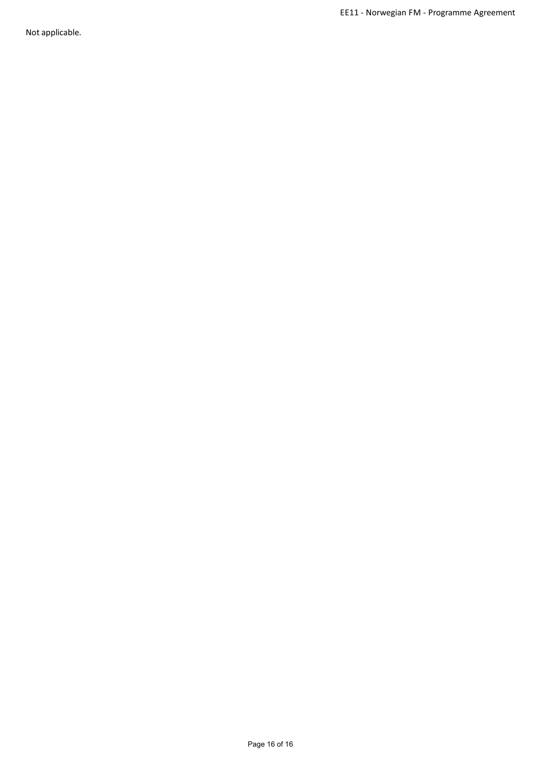Not applicable.